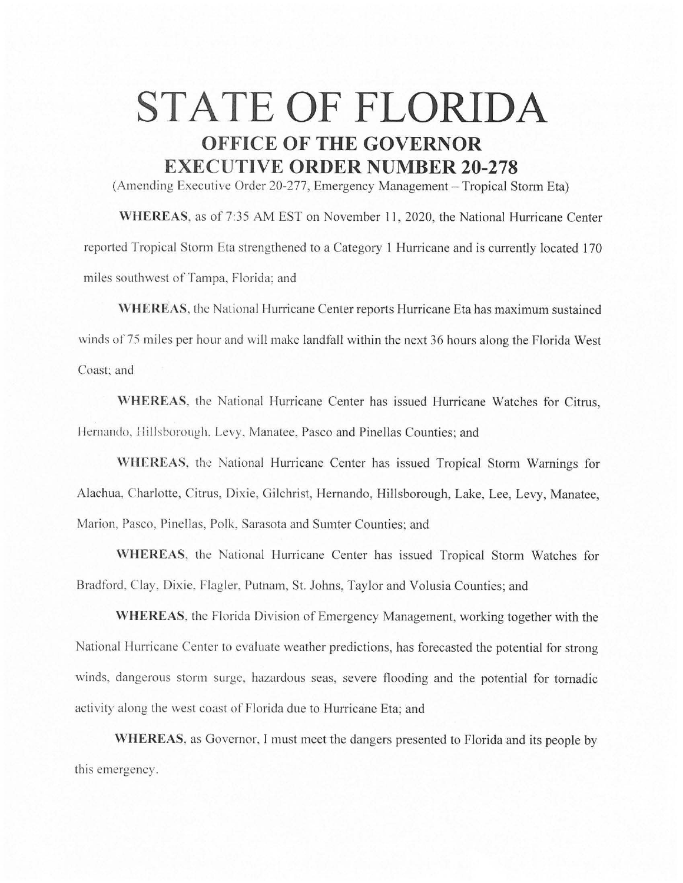# STATE OF FLORIDA

## OFFICE OF THE GOVERNOR

## EXECUTIVE ORDER NUMBER 20-278

(Amending Executive Order 20-277, Emergency Management – Tropical Storm Eta)

**WHEREAS**, as of 7:35 AM EST on November 11, 2020, the National Hurricane Center reported Tropical Storm Eta strengthened to a Category 1 Hurricane and is currently located 170 miles southwest of Tampa, Florida; and

**WHEREAS**, the National Hurricane Center reports Hurricane Eta has maximum sustained winds of 75 miles per hour and will make landfall within the next 36 hours along the Florida West Coast; and

**WHEREAS**, the National Hurricane Center has issued Hurricane Watches for Citrus, Hernando, Hillsborough, Levy, Manatee, Pasco and Pinellas Counties; and

**WHEREAS**, the National Hurricane Center has issued Tropical Storm Warnings for Alachua, Charlotte, Citrus, Dixie, Gilchrist, Hernando, Hillsborough, Lake, Lee, Levy, Manatee, Marion, Pasco, Pinellas, Polk, Sarasota and Sumter Counties; and

**WHEREAS**, the National Hurricane Center has issued Tropical Storm Watches for Bradford, Clay, Dixie, Flagler, Putnam, St. Johns, Taylor and Volusia Counties; and

**WHEREAS**, the Florida Division of Emergency Management, working together with the National Hurricane Center to evaluate weather predictions, has forecasted the potential for strong winds, dangerous storm surge, hazardous seas, severe flooding and the potential for tornadic activity along the west coast of Florida due to Hurricane Eta; and

**WHEREAS**, as Governor, I must meet the dangers presented to Florida and its people by this emergency.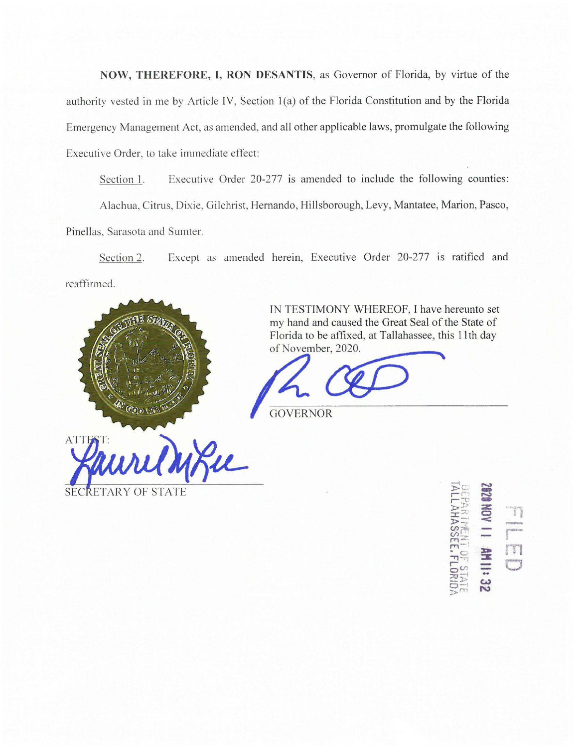**NOW, THEREFORE, I, RON DESANTIS**, as Governor of Florida, by virtue of the authority vested in me by Article IV, Section 1(a) of the Florida Constitution and by the Florida Emergency Management Act, as amended, and all other applicable laws, promulgate the following Executive Order, to take immediate effect:

Section 1. Executive Order 20-277 is amended to include the following counties: Alachua, Citrus, Dixie, Gilchrist, Hernando, Hillsborough, Levy, Mantatee, Marion, Pasco, Pinellas, Sarasota and Sumter.

Section 2. Except as amended herein, Executive Order 20-277 is ratified and reaffirmed.

IN TESTIMONY WHEREOF, I have hereunto set my hand and caused the Great Seal of the State of Florida to be affixed, at Tallahassee, this 11th day of November, 2020.

GOVERNOR

ATTEST:

SECRETARY OF STATE

FILED

2020 NOV 11 AM 11:32

DEPARTMENT OF STATE
TALLAHASSEE, FLORIDA